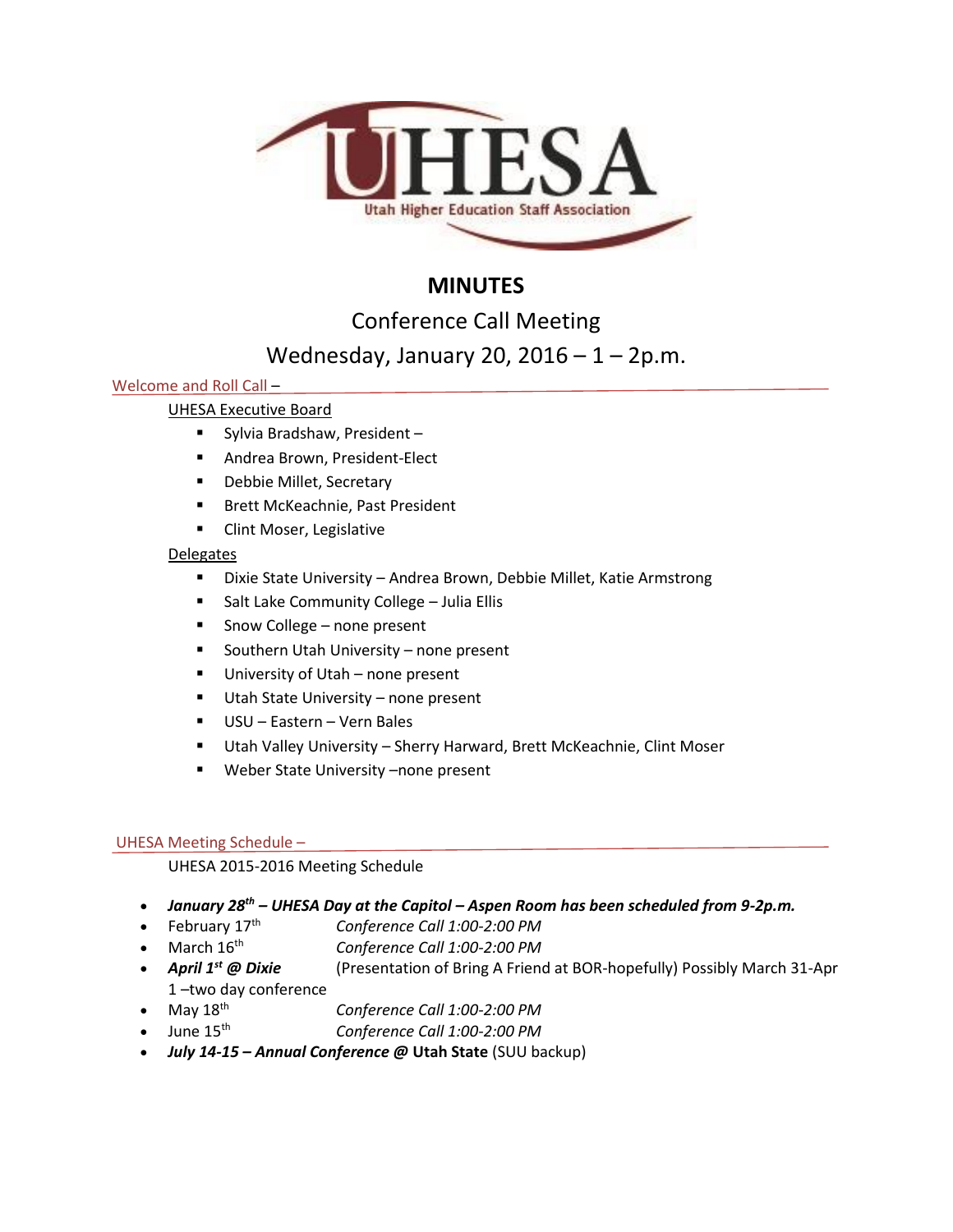UHESA

Utah Higher Education Staff Association

# MINUTES

## Conference Call Meeting

## Wednesday, January 20, 2016 – 1 – 2p.m.

### Welcome and Roll Call –

UHESA Executive Board

- Sylvia Bradshaw, President –
- Andrea Brown, President-Elect
- Debbie Millet, Secretary
- Brett McKeachnie, Past President
- Clint Moser, Legislative

Delegates

- Dixie State University – Andrea Brown, Debbie Millet, Katie Armstrong
- Salt Lake Community College – Julia Ellis
- Snow College – none present
- Southern Utah University – none present
- University of Utah – none present
- Utah State University – none present
- USU – Eastern – Vern Bales
- Utah Valley University – Sherry Harward, Brett McKeachnie, Clint Moser
- Weber State University –none present

### UHESA Meeting Schedule –

UHESA 2015-2016 Meeting Schedule

- ***January 28th – UHESA Day at the Capitol – Aspen Room has been scheduled from 9-2p.m.***
- February 17th *Conference Call 1:00-2:00 PM*
- March 16th *Conference Call 1:00-2:00 PM*
- ***April 1st @ Dixie*** (Presentation of Bring A Friend at BOR-hopefully) Possibly March 31-Apr 1 –two day conference
- May 18th *Conference Call 1:00-2:00 PM*
- June 15th *Conference Call 1:00-2:00 PM*
- ***July 14-15 – Annual Conference @*** **Utah State** (SUU backup)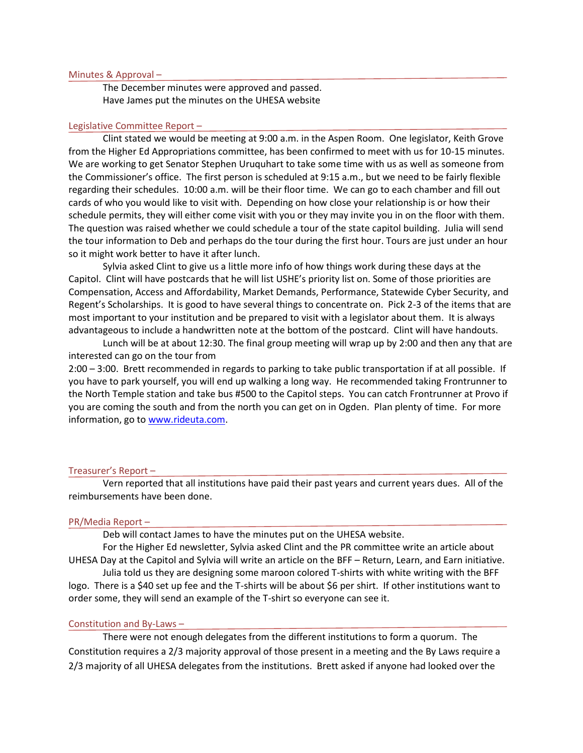## Minutes & Approval –

The December minutes were approved and passed.
Have James put the minutes on the UHESA website

## Legislative Committee Report –

Clint stated we would be meeting at 9:00 a.m. in the Aspen Room. One legislator, Keith Grove from the Higher Ed Appropriations committee, has been confirmed to meet with us for 10-15 minutes. We are working to get Senator Stephen Uruquhart to take some time with us as well as someone from the Commissioner's office. The first person is scheduled at 9:15 a.m., but we need to be fairly flexible regarding their schedules. 10:00 a.m. will be their floor time. We can go to each chamber and fill out cards of who you would like to visit with. Depending on how close your relationship is or how their schedule permits, they will either come visit with you or they may invite you in on the floor with them. The question was raised whether we could schedule a tour of the state capitol building. Julia will send the tour information to Deb and perhaps do the tour during the first hour. Tours are just under an hour so it might work better to have it after lunch.

Sylvia asked Clint to give us a little more info of how things work during these days at the Capitol. Clint will have postcards that he will list USHE's priority list on. Some of those priorities are Compensation, Access and Affordability, Market Demands, Performance, Statewide Cyber Security, and Regent's Scholarships. It is good to have several things to concentrate on. Pick 2-3 of the items that are most important to your institution and be prepared to visit with a legislator about them. It is always advantageous to include a handwritten note at the bottom of the postcard. Clint will have handouts.

Lunch will be at about 12:30. The final group meeting will wrap up by 2:00 and then any that are interested can go on the tour from 2:00 – 3:00. Brett recommended in regards to parking to take public transportation if at all possible. If you have to park yourself, you will end up walking a long way. He recommended taking Frontrunner to the North Temple station and take bus #500 to the Capitol steps. You can catch Frontrunner at Provo if you are coming the south and from the north you can get on in Ogden. Plan plenty of time. For more information, go to www.rideuta.com.

## Treasurer's Report –

Vern reported that all institutions have paid their past years and current years dues. All of the reimbursements have been done.

## PR/Media Report –

Deb will contact James to have the minutes put on the UHESA website.

For the Higher Ed newsletter, Sylvia asked Clint and the PR committee write an article about UHESA Day at the Capitol and Sylvia will write an article on the BFF – Return, Learn, and Earn initiative.

Julia told us they are designing some maroon colored T-shirts with white writing with the BFF logo. There is a $40 set up fee and the T-shirts will be about $6 per shirt. If other institutions want to order some, they will send an example of the T-shirt so everyone can see it.

## Constitution and By-Laws –

There were not enough delegates from the different institutions to form a quorum. The Constitution requires a 2/3 majority approval of those present in a meeting and the By Laws require a 2/3 majority of all UHESA delegates from the institutions. Brett asked if anyone had looked over the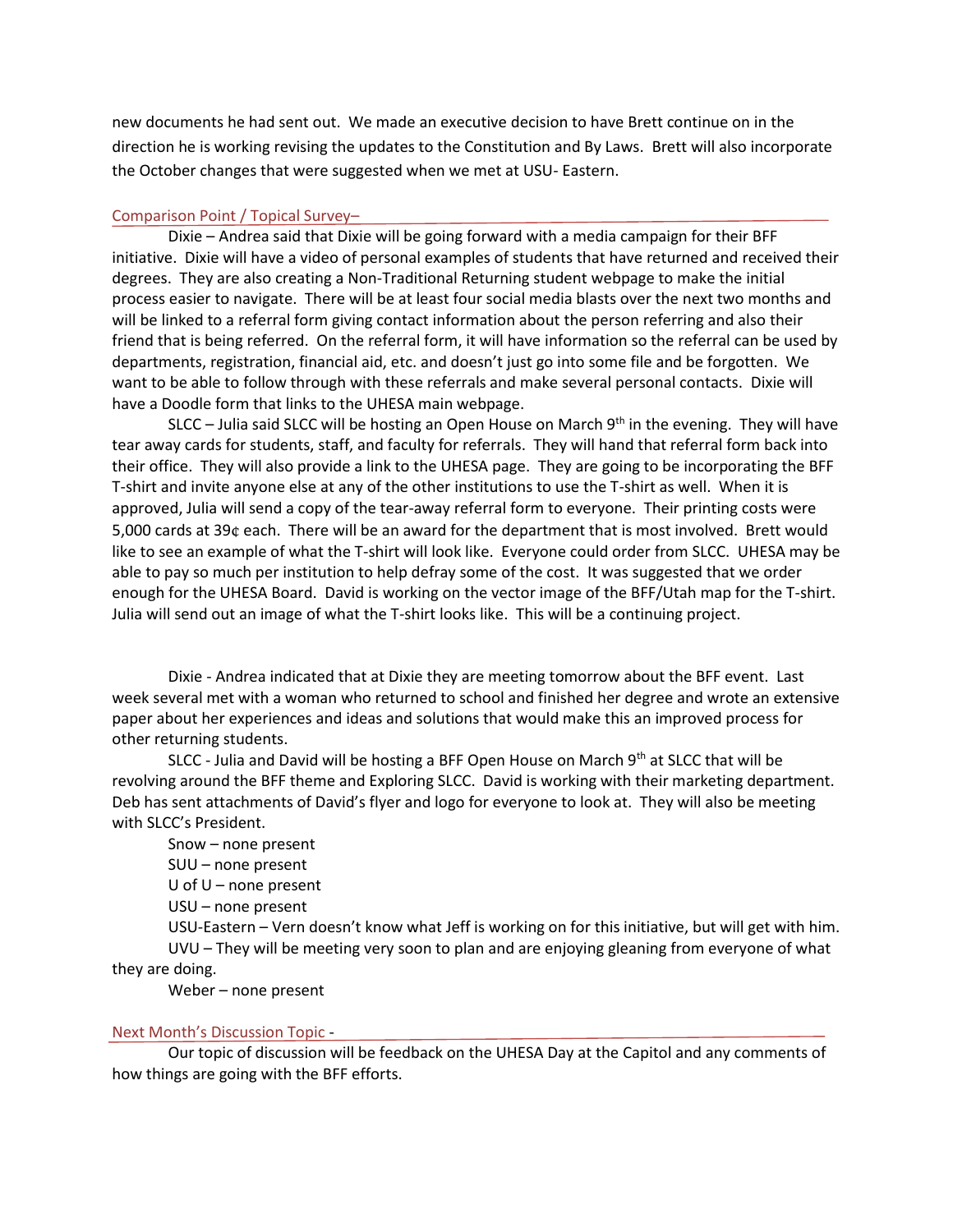new documents he had sent out. We made an executive decision to have Brett continue on in the direction he is working revising the updates to the Constitution and By Laws. Brett will also incorporate the October changes that were suggested when we met at USU- Eastern.

## Comparison Point / Topical Survey–

Dixie – Andrea said that Dixie will be going forward with a media campaign for their BFF initiative. Dixie will have a video of personal examples of students that have returned and received their degrees. They are also creating a Non-Traditional Returning student webpage to make the initial process easier to navigate. There will be at least four social media blasts over the next two months and will be linked to a referral form giving contact information about the person referring and also their friend that is being referred. On the referral form, it will have information so the referral can be used by departments, registration, financial aid, etc. and doesn't just go into some file and be forgotten. We want to be able to follow through with these referrals and make several personal contacts. Dixie will have a Doodle form that links to the UHESA main webpage.

SLCC – Julia said SLCC will be hosting an Open House on March 9th in the evening. They will have tear away cards for students, staff, and faculty for referrals. They will hand that referral form back into their office. They will also provide a link to the UHESA page. They are going to be incorporating the BFF T-shirt and invite anyone else at any of the other institutions to use the T-shirt as well. When it is approved, Julia will send a copy of the tear-away referral form to everyone. Their printing costs were 5,000 cards at 39¢ each. There will be an award for the department that is most involved. Brett would like to see an example of what the T-shirt will look like. Everyone could order from SLCC. UHESA may be able to pay so much per institution to help defray some of the cost. It was suggested that we order enough for the UHESA Board. David is working on the vector image of the BFF/Utah map for the T-shirt. Julia will send out an image of what the T-shirt looks like. This will be a continuing project.

Dixie - Andrea indicated that at Dixie they are meeting tomorrow about the BFF event. Last week several met with a woman who returned to school and finished her degree and wrote an extensive paper about her experiences and ideas and solutions that would make this an improved process for other returning students.

SLCC - Julia and David will be hosting a BFF Open House on March 9th at SLCC that will be revolving around the BFF theme and Exploring SLCC. David is working with their marketing department. Deb has sent attachments of David's flyer and logo for everyone to look at. They will also be meeting with SLCC's President.

Snow – none present

SUU – none present

U of U – none present

USU – none present

USU-Eastern – Vern doesn't know what Jeff is working on for this initiative, but will get with him.

UVU – They will be meeting very soon to plan and are enjoying gleaning from everyone of what they are doing.

Weber – none present

## Next Month's Discussion Topic -

Our topic of discussion will be feedback on the UHESA Day at the Capitol and any comments of how things are going with the BFF efforts.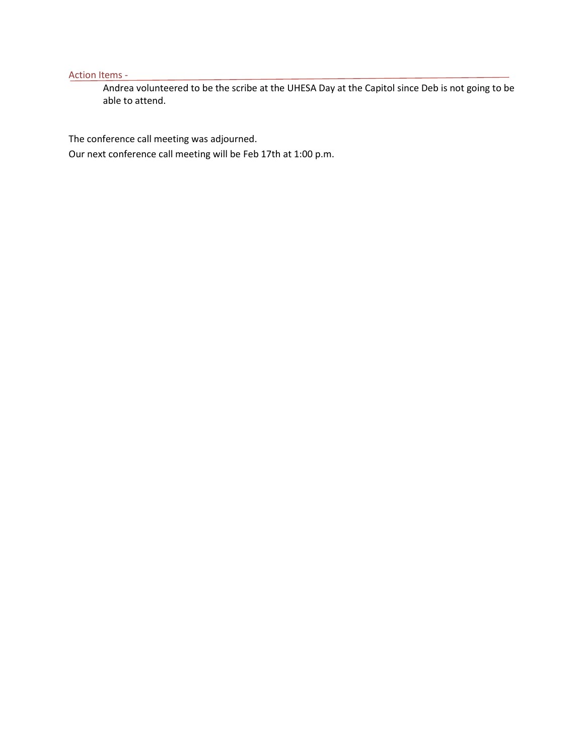## Action Items -

Andrea volunteered to be the scribe at the UHESA Day at the Capitol since Deb is not going to be able to attend.

The conference call meeting was adjourned.

Our next conference call meeting will be Feb 17th at 1:00 p.m.